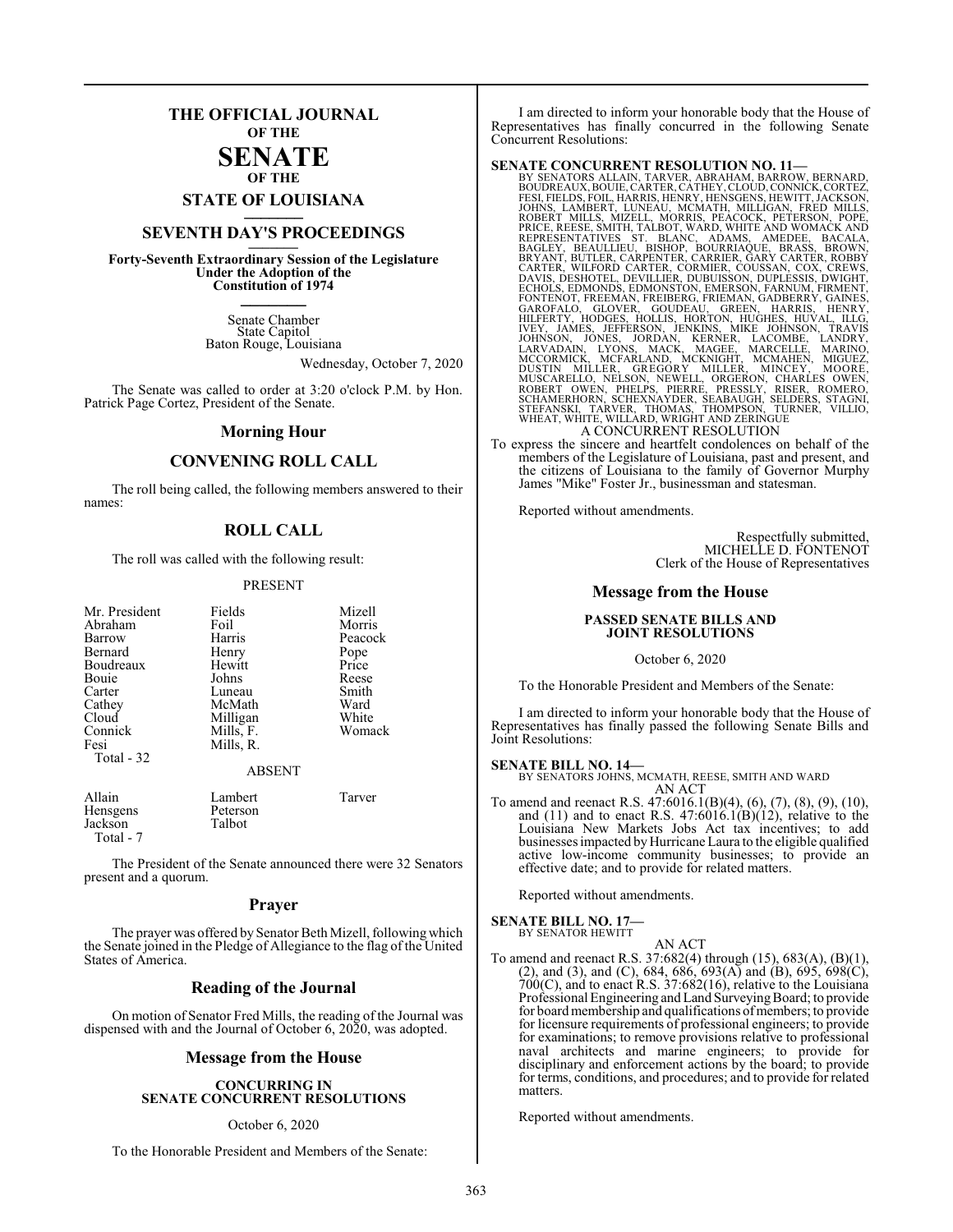# THE OFFICIAL JOURNAL OF THE SENATE OF THE STATE OF LOUISIANA

## SEVENTH DAY'S PROCEEDINGS

**Forty-Seventh Extraordinary Session of the Legislature Under the Adoption of the Constitution of 1974**

Senate Chamber
State Capitol
Baton Rouge, Louisiana

Wednesday, October 7, 2020

The Senate was called to order at 3:20 o'clock P.M. by Hon. Patrick Page Cortez, President of the Senate.

## Morning Hour

## CONVENING ROLL CALL

The roll being called, the following members answered to their names:

## ROLL CALL

The roll was called with the following result:

PRESENT

| | | |
|---|---|---|
| Mr. President | Fields | Mizell |
| Abraham | Foil | Morris |
| Barrow | Harris | Peacock |
| Bernard | Henry | Pope |
| Boudreaux | Hewitt | Price |
| Bouie | Johns | Reese |
| Carter | Luneau | Smith |
| Cathey | McMath | Ward |
| Cloud | Milligan | White |
| Connick | Mills, F. | Womack |
| Fesi | Mills, R. | |

Total - 32

ABSENT

| | | |
|---|---|---|
| Allain | Lambert | Tarver |
| Hensgens | Peterson | |
| Jackson | Talbot | |

Total - 7

The President of the Senate announced there were 32 Senators present and a quorum.

## Prayer

The prayer was offered by Senator Beth Mizell, following which the Senate joined in the Pledge of Allegiance to the flag of the United States of America.

## Reading of the Journal

On motion of Senator Fred Mills, the reading of the Journal was dispensed with and the Journal of October 6, 2020, was adopted.

## Message from the House

**CONCURRING IN SENATE CONCURRENT RESOLUTIONS**

October 6, 2020

To the Honorable President and Members of the Senate:

I am directed to inform your honorable body that the House of Representatives has finally concurred in the following Senate Concurrent Resolutions:

**SENATE CONCURRENT RESOLUTION NO. 11—**
BY SENATORS ALLAIN, TARVER, ABRAHAM, BARROW, BERNARD, BOUDREAUX, BOUIE, CARTER, CATHEY, CLOUD, CONNICK, CORTEZ, FESI, FIELDS, FOIL, HARRIS, HENRY, HENSGENS, HEWITT, JACKSON, JOHNS, LAMBERT, LUNEAU, MCMATH, MILLIGAN, FRED MILLS, ROBERT MILLS, MIZELL, MORRIS, PEACOCK, PETERSON, POPE, PRICE, REESE, SMITH, TALBOT, WARD, WHITE AND WOMACK AND REPRESENTATIVES ST. BLANC, ADAMS, AMEDEE, BACALA, BAGLEY, BEAULLIEU, BISHOP, BOURRIAQUE, BRASS, BROWN, BRYANT, BUTLER, CARPENTER, CARRIER, GARY CARTER, ROBBY CARTER, WILFORD CARTER, CORMIER, COUSSAN, COX, CREWS, DAVIS, DESHOTEL, DEVILLIER, DUBUISSON, DUPLESSIS, DWIGHT, ECHOLS, EDMONDS, EDMONSTON, EMERSON, FARNUM, FIRMENT, FONTENOT, FREEMAN, FREIBERG, FRIEMAN, GADBERRY, GAINES, GAROFALO, GLOVER, GOUDEAU, GREEN, HARRIS, HENRY, HILFERTY, HODGES, HOLLIS, HORTON, HUGHES, HUVAL, ILLG, IVEY, JAMES, JEFFERSON, JENKINS, MIKE JOHNSON, TRAVIS JOHNSON, JONES, JORDAN, KERNER, LACOMBE, LANDRY, LARVADAIN, LYONS, MACK, MAGEE, MARCELLE, MARINO, MCCORMICK, MCFARLAND, MCKNIGHT, MCMAHEN, MIGUEZ, DUSTIN MILLER, GREGORY MILLER, MINCEY, MOORE, MUSCARELLO, NELSON, NEWELL, ORGERON, CHARLES OWEN, ROBERT OWEN, PHELPS, PIERRE, PRESSLY, RISER, ROMERO, SCHAMERHORN, SCHEXNAYDER, SEABAUGH, SELDERS, STAGNI, STEFANSKI, TARVER, THOMAS, THOMPSON, TURNER, VILLIO, WHEAT, WHITE, WILLARD, WRIGHT AND ZERINGUE

A CONCURRENT RESOLUTION

To express the sincere and heartfelt condolences on behalf of the members of the Legislature of Louisiana, past and present, and the citizens of Louisiana to the family of Governor Murphy James "Mike" Foster Jr., businessman and statesman.

Reported without amendments.

Respectfully submitted,
MICHELLE D. FONTENOT
Clerk of the House of Representatives

## Message from the House

**PASSED SENATE BILLS AND JOINT RESOLUTIONS**

October 6, 2020

To the Honorable President and Members of the Senate:

I am directed to inform your honorable body that the House of Representatives has finally passed the following Senate Bills and Joint Resolutions:

**SENATE BILL NO. 14—**
BY SENATORS JOHNS, MCMATH, REESE, SMITH AND WARD

AN ACT

To amend and reenact R.S. 47:6016.1(B)(4), (6), (7), (8), (9), (10), and (11) and to enact R.S. 47:6016.1(B)(12), relative to the Louisiana New Markets Jobs Act tax incentives; to add businesses impacted by Hurricane Laura to the eligible qualified active low-income community businesses; to provide an effective date; and to provide for related matters.

Reported without amendments.

**SENATE BILL NO. 17—**
BY SENATOR HEWITT

AN ACT

To amend and reenact R.S. 37:682(4) through (15), 683(A), (B)(1), (2), and (3), and (C), 684, 686, 693(A) and (B), 695, 698(C), 700(C), and to enact R.S. 37:682(16), relative to the Louisiana Professional Engineering and Land Surveying Board; to provide for board membership and qualifications of members; to provide for licensure requirements of professional engineers; to provide for examinations; to remove provisions relative to professional naval architects and marine engineers; to provide for disciplinary and enforcement actions by the board; to provide for terms, conditions, and procedures; and to provide for related matters.

Reported without amendments.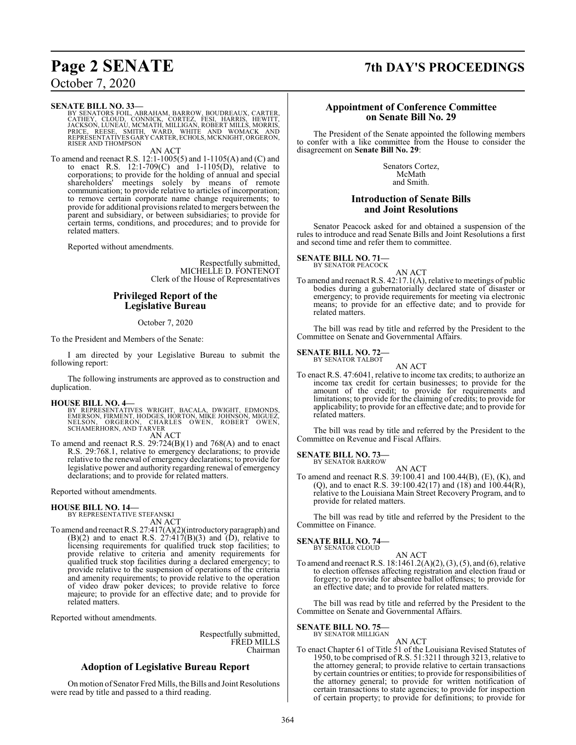**SENATE BILL NO. 33—**
BY SENATORS FOIL, ABRAHAM, BARROW, BOUDREAUX, CARTER, CATHEY, CLOUD, CONNICK, CORTEZ, FESI, HARRIS, HEWITT, JACKSON, LUNEAU, MCMATH, MILLIGAN, ROBERT MILLS, MORRIS, PRICE, REESE, SMITH, WARD, WHITE AND WOMACK AND REPRESENTATIVES GARY CARTER, ECHOLS, MCKNIGHT, ORGERON, RISER AND THOMPSON

AN ACT

To amend and reenact R.S. 12:1-1005(5) and 1-1105(A) and (C) and to enact R.S. 12:1-709(C) and 1-1105(D), relative to corporations; to provide for the holding of annual and special shareholders' meetings solely by means of remote communication; to provide relative to articles of incorporation; to remove certain corporate name change requirements; to provide for additional provisions related to mergers between the parent and subsidiary, or between subsidiaries; to provide for certain terms, conditions, and procedures; and to provide for related matters.

Reported without amendments.

Respectfully submitted,
MICHELLE D. FONTENOT
Clerk of the House of Representatives

## Privileged Report of the Legislative Bureau

October 7, 2020

To the President and Members of the Senate:

I am directed by your Legislative Bureau to submit the following report:

The following instruments are approved as to construction and duplication.

**HOUSE BILL NO. 4—**
BY REPRESENTATIVES WRIGHT, BACALA, DWIGHT, EDMONDS, EMERSON, FIRMENT, HODGES, HORTON, MIKE JOHNSON, MIGUEZ, NELSON, ORGERON, CHARLES OWEN, ROBERT OWEN, SCHAMERHORN, AND TARVER

AN ACT

To amend and reenact R.S. 29:724(B)(1) and 768(A) and to enact R.S. 29:768.1, relative to emergency declarations; to provide relative to the renewal of emergency declarations; to provide for legislative power and authority regarding renewal of emergency declarations; and to provide for related matters.

Reported without amendments.

**HOUSE BILL NO. 14—**
BY REPRESENTATIVE STEFANSKI

AN ACT

To amend and reenact R.S. 27:417(A)(2)(introductory paragraph) and (B)(2) and to enact R.S. 27:417(B)(3) and (D), relative to licensing requirements for qualified truck stop facilities; to provide relative to criteria and amenity requirements for qualified truck stop facilities during a declared emergency; to provide relative to the suspension of operations of the criteria and amenity requirements; to provide relative to the operation of video draw poker devices; to provide relative to force majeure; to provide for an effective date; and to provide for related matters.

Reported without amendments.

Respectfully submitted,
FRED MILLS
Chairman

## Adoption of Legislative Bureau Report

On motion of Senator Fred Mills, the Bills and Joint Resolutions were read by title and passed to a third reading.

## Appointment of Conference Committee on Senate Bill No. 29

The President of the Senate appointed the following members to confer with a like committee from the House to consider the disagreement on **Senate Bill No. 29**:

Senators Cortez,
McMath
and Smith.

## Introduction of Senate Bills and Joint Resolutions

Senator Peacock asked for and obtained a suspension of the rules to introduce and read Senate Bills and Joint Resolutions a first and second time and refer them to committee.

**SENATE BILL NO. 71—**
BY SENATOR PEACOCK

AN ACT

To amend and reenact R.S. 42:17.1(A), relative to meetings of public bodies during a gubernatorially declared state of disaster or emergency; to provide requirements for meeting via electronic means; to provide for an effective date; and to provide for related matters.

The bill was read by title and referred by the President to the Committee on Senate and Governmental Affairs.

**SENATE BILL NO. 72—**
BY SENATOR TALBOT

AN ACT

To enact R.S. 47:6041, relative to income tax credits; to authorize an income tax credit for certain businesses; to provide for the amount of the credit; to provide for requirements and limitations; to provide for the claiming of credits; to provide for applicability; to provide for an effective date; and to provide for related matters.

The bill was read by title and referred by the President to the Committee on Revenue and Fiscal Affairs.

**SENATE BILL NO. 73—**
BY SENATOR BARROW

AN ACT

To amend and reenact R.S. 39:100.41 and 100.44(B), (E), (K), and (Q), and to enact R.S. 39:100.42(17) and (18) and 100.44(R), relative to the Louisiana Main Street Recovery Program, and to provide for related matters.

The bill was read by title and referred by the President to the Committee on Finance.

**SENATE BILL NO. 74—**
BY SENATOR CLOUD

AN ACT

To amend and reenact R.S. 18:1461.2(A)(2), (3), (5), and (6), relative to election offenses affecting registration and election fraud or forgery; to provide for absentee ballot offenses; to provide for an effective date; and to provide for related matters.

The bill was read by title and referred by the President to the Committee on Senate and Governmental Affairs.

**SENATE BILL NO. 75—**
BY SENATOR MILLIGAN

AN ACT

To enact Chapter 61 of Title 51 of the Louisiana Revised Statutes of 1950, to be comprised of R.S. 51:3211 through 3213, relative to the attorney general; to provide relative to certain transactions by certain countries or entities; to provide for responsibilities of the attorney general; to provide for written notification of certain transactions to state agencies; to provide for inspection of certain property; to provide for definitions; to provide for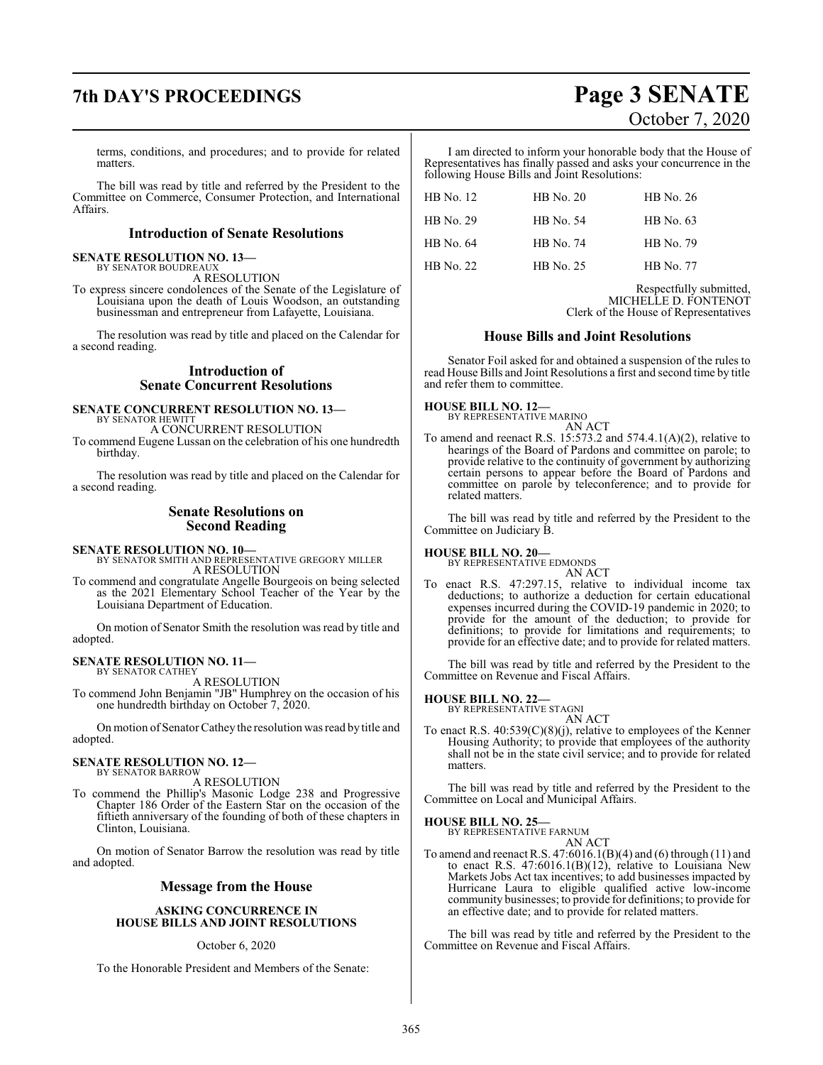terms, conditions, and procedures; and to provide for related matters.

The bill was read by title and referred by the President to the Committee on Commerce, Consumer Protection, and International Affairs.

## Introduction of Senate Resolutions

**SENATE RESOLUTION NO. 13—**
BY SENATOR BOUDREAUX
A RESOLUTION
To express sincere condolences of the Senate of the Legislature of Louisiana upon the death of Louis Woodson, an outstanding businessman and entrepreneur from Lafayette, Louisiana.

The resolution was read by title and placed on the Calendar for a second reading.

## Introduction of Senate Concurrent Resolutions

**SENATE CONCURRENT RESOLUTION NO. 13—**
BY SENATOR HEWITT
A CONCURRENT RESOLUTION
To commend Eugene Lussan on the celebration of his one hundredth birthday.

The resolution was read by title and placed on the Calendar for a second reading.

## Senate Resolutions on Second Reading

**SENATE RESOLUTION NO. 10—**
BY SENATOR SMITH AND REPRESENTATIVE GREGORY MILLER
A RESOLUTION
To commend and congratulate Angelle Bourgeois on being selected as the 2021 Elementary School Teacher of the Year by the Louisiana Department of Education.

On motion of Senator Smith the resolution was read by title and adopted.

**SENATE RESOLUTION NO. 11—**
BY SENATOR CATHEY
A RESOLUTION
To commend John Benjamin "JB" Humphrey on the occasion of his one hundredth birthday on October 7, 2020.

On motion of Senator Cathey the resolution was read by title and adopted.

**SENATE RESOLUTION NO. 12—**
BY SENATOR BARROW
A RESOLUTION
To commend the Phillip's Masonic Lodge 238 and Progressive Chapter 186 Order of the Eastern Star on the occasion of the fiftieth anniversary of the founding of both of these chapters in Clinton, Louisiana.

On motion of Senator Barrow the resolution was read by title and adopted.

## Message from the House

**ASKING CONCURRENCE IN HOUSE BILLS AND JOINT RESOLUTIONS**

October 6, 2020

To the Honorable President and Members of the Senate:

I am directed to inform your honorable body that the House of Representatives has finally passed and asks your concurrence in the following House Bills and Joint Resolutions:

| | | |
|---|---|---|
| HB No. 12 | HB No. 20 | HB No. 26 |
| HB No. 29 | HB No. 54 | HB No. 63 |
| HB No. 64 | HB No. 74 | HB No. 79 |
| HB No. 22 | HB No. 25 | HB No. 77 |

Respectfully submitted,
MICHELLE D. FONTENOT
Clerk of the House of Representatives

## House Bills and Joint Resolutions

Senator Foil asked for and obtained a suspension of the rules to read House Bills and Joint Resolutions a first and second time by title and refer them to committee.

**HOUSE BILL NO. 12—**
BY REPRESENTATIVE MARINO
AN ACT
To amend and reenact R.S. 15:573.2 and 574.4.1(A)(2), relative to hearings of the Board of Pardons and committee on parole; to provide relative to the continuity of government by authorizing certain persons to appear before the Board of Pardons and committee on parole by teleconference; and to provide for related matters.

The bill was read by title and referred by the President to the Committee on Judiciary B.

**HOUSE BILL NO. 20—**
BY REPRESENTATIVE EDMONDS
AN ACT
To enact R.S. 47:297.15, relative to individual income tax deductions; to authorize a deduction for certain educational expenses incurred during the COVID-19 pandemic in 2020; to provide for the amount of the deduction; to provide for definitions; to provide for limitations and requirements; to provide for an effective date; and to provide for related matters.

The bill was read by title and referred by the President to the Committee on Revenue and Fiscal Affairs.

**HOUSE BILL NO. 22—**
BY REPRESENTATIVE STAGNI
AN ACT
To enact R.S. 40:539(C)(8)(j), relative to employees of the Kenner Housing Authority; to provide that employees of the authority shall not be in the state civil service; and to provide for related matters.

The bill was read by title and referred by the President to the Committee on Local and Municipal Affairs.

**HOUSE BILL NO. 25—**
BY REPRESENTATIVE FARNUM
AN ACT
To amend and reenact R.S. 47:6016.1(B)(4) and (6) through (11) and to enact R.S. 47:6016.1(B)(12), relative to Louisiana New Markets Jobs Act tax incentives; to add businesses impacted by Hurricane Laura to eligible qualified active low-income community businesses; to provide for definitions; to provide for an effective date; and to provide for related matters.

The bill was read by title and referred by the President to the Committee on Revenue and Fiscal Affairs.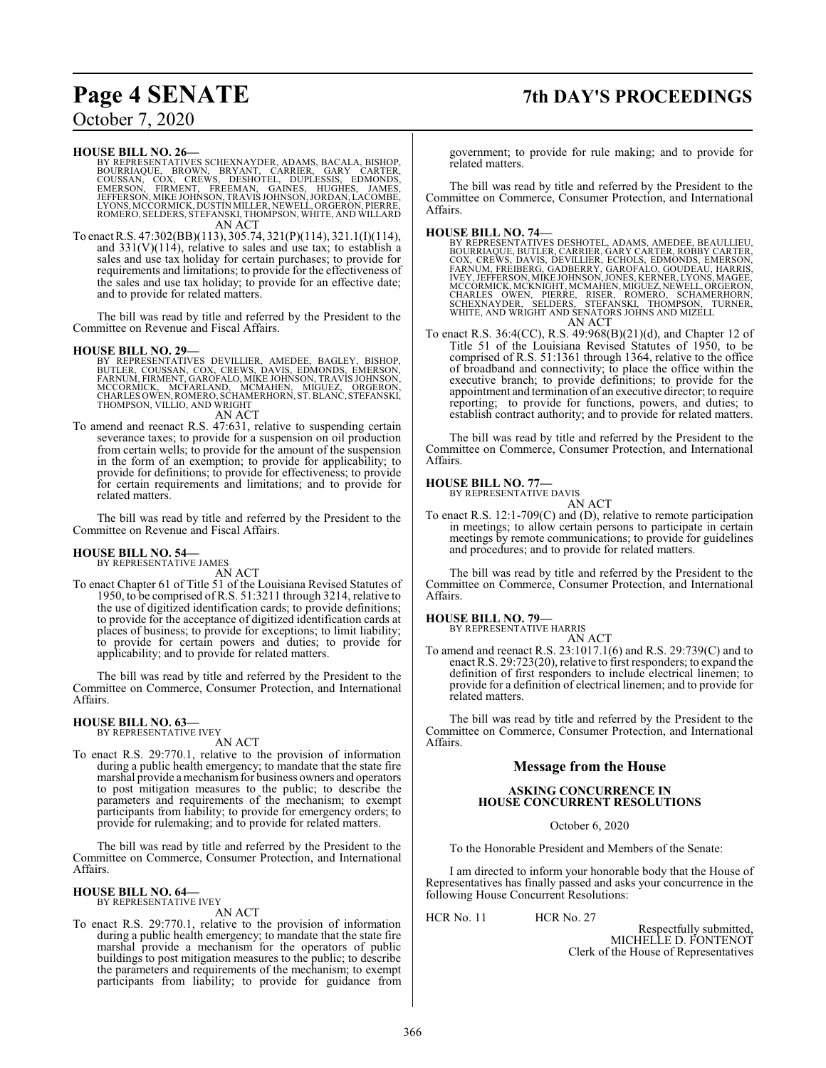**HOUSE BILL NO. 26—**
BY REPRESENTATIVES SCHEXNAYDER, ADAMS, BACALA, BISHOP, BOURRIAQUE, BROWN, BRYANT, CARRIER, GARY CARTER, COUSSAN, COX, CREWS, DESHOTEL, DUPLESSIS, EDMONDS, EMERSON, FIRMENT, FREEMAN, GAINES, HUGHES, JAMES, JEFFERSON, MIKE JOHNSON, TRAVIS JOHNSON, JORDAN, LACOMBE, LYONS, MCCORMICK, DUSTIN MILLER, NEWELL, ORGERON, PIERRE, ROMERO, SELDERS, STEFANSKI, THOMPSON, WHITE, AND WILLARD
AN ACT

To enact R.S. 47:302(BB)(113), 305.74, 321(P)(114), 321.1(I)(114), and 331(V)(114), relative to sales and use tax; to establish a sales and use tax holiday for certain purchases; to provide for requirements and limitations; to provide for the effectiveness of the sales and use tax holiday; to provide for an effective date; and to provide for related matters.

The bill was read by title and referred by the President to the Committee on Revenue and Fiscal Affairs.

**HOUSE BILL NO. 29—**
BY REPRESENTATIVES DEVILLIER, AMEDEE, BAGLEY, BISHOP, BUTLER, COUSSAN, COX, CREWS, DAVIS, EDMONDS, EMERSON, FARNUM, FIRMENT, GAROFALO, MIKE JOHNSON, TRAVIS JOHNSON, MCCORMICK, MCFARLAND, MCMAHEN, MIGUEZ, ORGERON, CHARLES OWEN, ROMERO, SCHAMERHORN, ST. BLANC, STEFANSKI, THOMPSON, VILLIO, AND WRIGHT
AN ACT

To amend and reenact R.S. 47:631, relative to suspending certain severance taxes; to provide for a suspension on oil production from certain wells; to provide for the amount of the suspension in the form of an exemption; to provide for applicability; to provide for definitions; to provide for effectiveness; to provide for certain requirements and limitations; and to provide for related matters.

The bill was read by title and referred by the President to the Committee on Revenue and Fiscal Affairs.

**HOUSE BILL NO. 54—**
BY REPRESENTATIVE JAMES
AN ACT

To enact Chapter 61 of Title 51 of the Louisiana Revised Statutes of 1950, to be comprised of R.S. 51:3211 through 3214, relative to the use of digitized identification cards; to provide definitions; to provide for the acceptance of digitized identification cards at places of business; to provide for exceptions; to limit liability; to provide for certain powers and duties; to provide for applicability; and to provide for related matters.

The bill was read by title and referred by the President to the Committee on Commerce, Consumer Protection, and International Affairs.

**HOUSE BILL NO. 63—**
BY REPRESENTATIVE IVEY
AN ACT

To enact R.S. 29:770.1, relative to the provision of information during a public health emergency; to mandate that the state fire marshal provide a mechanism for business owners and operators to post mitigation measures to the public; to describe the parameters and requirements of the mechanism; to exempt participants from liability; to provide for emergency orders; to provide for rulemaking; and to provide for related matters.

The bill was read by title and referred by the President to the Committee on Commerce, Consumer Protection, and International Affairs.

**HOUSE BILL NO. 64—**
BY REPRESENTATIVE IVEY
AN ACT

To enact R.S. 29:770.1, relative to the provision of information during a public health emergency; to mandate that the state fire marshal provide a mechanism for the operators of public buildings to post mitigation measures to the public; to describe the parameters and requirements of the mechanism; to exempt participants from liability; to provide for guidance from government; to provide for rule making; and to provide for related matters.

The bill was read by title and referred by the President to the Committee on Commerce, Consumer Protection, and International Affairs.

**HOUSE BILL NO. 74—**
BY REPRESENTATIVES DESHOTEL, ADAMS, AMEDEE, BEAULLIEU, BOURRIAQUE, BUTLER, CARRIER, GARY CARTER, ROBBY CARTER, COX, CREWS, DAVIS, DEVILLIER, ECHOLS, EDMONDS, EMERSON, FARNUM, FREIBERG, GADBERRY, GAROFALO, GOUDEAU, HARRIS, IVEY, JEFFERSON, MIKE JOHNSON, JONES, KERNER, LYONS, MAGEE, MCCORMICK, MCKNIGHT, MCMAHEN, MIGUEZ, NEWELL, ORGERON, CHARLES OWEN, PIERRE, RISER, ROMERO, SCHAMERHORN, SCHEXNAYDER, SELDERS, STEFANSKI, THOMPSON, TURNER, WHITE, AND WRIGHT AND SENATORS JOHNS AND MIZELL
AN ACT

To enact R.S. 36:4(CC), R.S. 49:968(B)(21)(d), and Chapter 12 of Title 51 of the Louisiana Revised Statutes of 1950, to be comprised of R.S. 51:1361 through 1364, relative to the office of broadband and connectivity; to place the office within the executive branch; to provide definitions; to provide for the appointment and termination of an executive director; to require reporting; to provide for functions, powers, and duties; to establish contract authority; and to provide for related matters.

The bill was read by title and referred by the President to the Committee on Commerce, Consumer Protection, and International Affairs.

**HOUSE BILL NO. 77—**
BY REPRESENTATIVE DAVIS
AN ACT

To enact R.S. 12:1-709(C) and (D), relative to remote participation in meetings; to allow certain persons to participate in certain meetings by remote communications; to provide for guidelines and procedures; and to provide for related matters.

The bill was read by title and referred by the President to the Committee on Commerce, Consumer Protection, and International Affairs.

**HOUSE BILL NO. 79—**
BY REPRESENTATIVE HARRIS
AN ACT

To amend and reenact R.S. 23:1017.1(6) and R.S. 29:739(C) and to enact R.S. 29:723(20), relative to first responders; to expand the definition of first responders to include electrical linemen; to provide for a definition of electrical linemen; and to provide for related matters.

The bill was read by title and referred by the President to the Committee on Commerce, Consumer Protection, and International Affairs.

## Message from the House

### ASKING CONCURRENCE IN HOUSE CONCURRENT RESOLUTIONS

October 6, 2020

To the Honorable President and Members of the Senate:

I am directed to inform your honorable body that the House of Representatives has finally passed and asks your concurrence in the following House Concurrent Resolutions:

HCR No. 11 HCR No. 27

Respectfully submitted,
MICHELLE D. FONTENOT
Clerk of the House of Representatives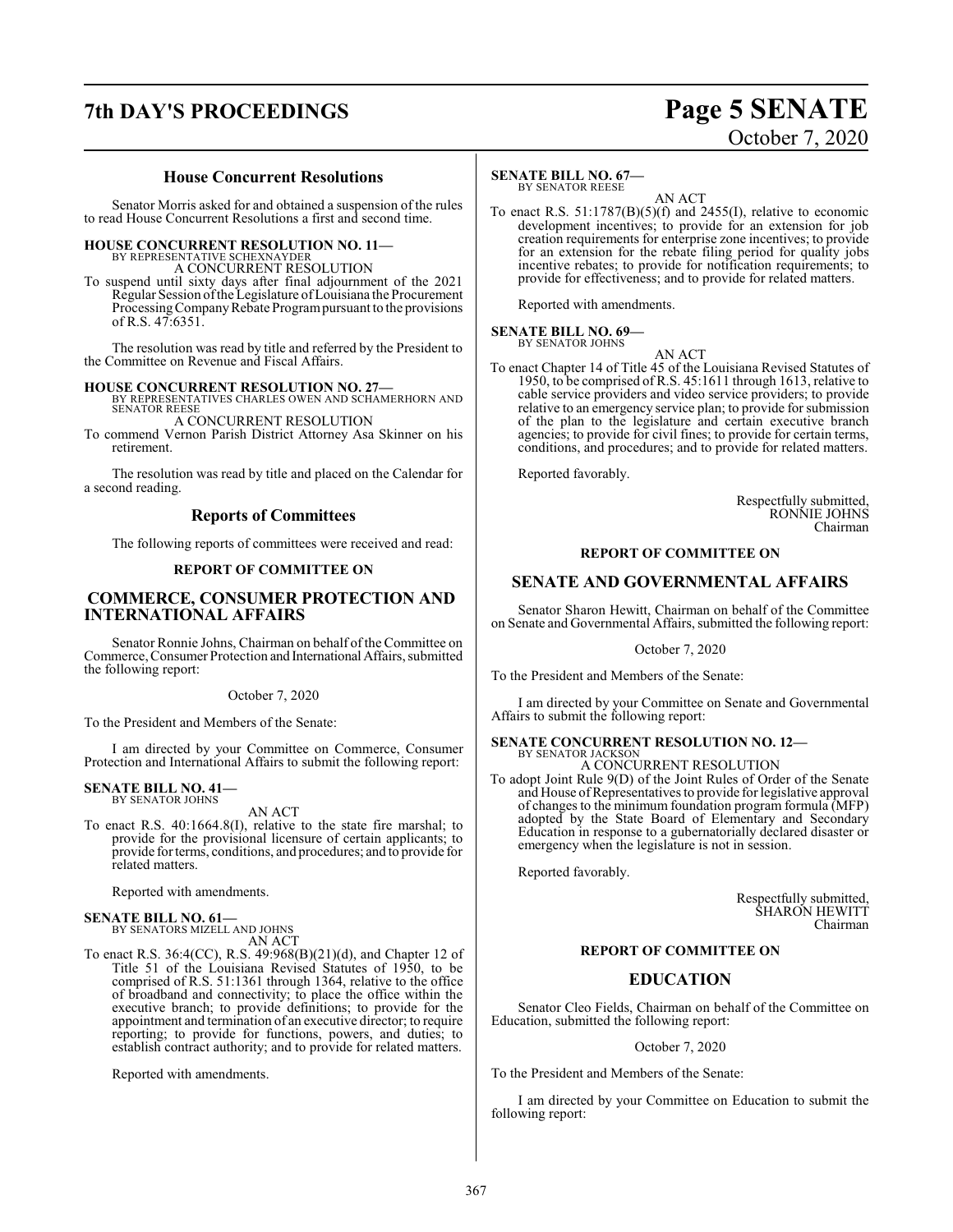## House Concurrent Resolutions

Senator Morris asked for and obtained a suspension of the rules to read House Concurrent Resolutions a first and second time.

**HOUSE CONCURRENT RESOLUTION NO. 11—**
BY REPRESENTATIVE SCHEXNAYDER
A CONCURRENT RESOLUTION

To suspend until sixty days after final adjournment of the 2021 Regular Session of the Legislature of Louisiana the Procurement Processing Company Rebate Program pursuant to the provisions of R.S. 47:6351.

The resolution was read by title and referred by the President to the Committee on Revenue and Fiscal Affairs.

**HOUSE CONCURRENT RESOLUTION NO. 27—**
BY REPRESENTATIVES CHARLES OWEN AND SCHAMERHORN AND SENATOR REESE
A CONCURRENT RESOLUTION

To commend Vernon Parish District Attorney Asa Skinner on his retirement.

The resolution was read by title and placed on the Calendar for a second reading.

## Reports of Committees

The following reports of committees were received and read:

### REPORT OF COMMITTEE ON

## COMMERCE, CONSUMER PROTECTION AND INTERNATIONAL AFFAIRS

Senator Ronnie Johns, Chairman on behalf of the Committee on Commerce, Consumer Protection and International Affairs, submitted the following report:

October 7, 2020

To the President and Members of the Senate:

I am directed by your Committee on Commerce, Consumer Protection and International Affairs to submit the following report:

**SENATE BILL NO. 41—**
BY SENATOR JOHNS
AN ACT

To enact R.S. 40:1664.8(I), relative to the state fire marshal; to provide for the provisional licensure of certain applicants; to provide for terms, conditions, and procedures; and to provide for related matters.

Reported with amendments.

**SENATE BILL NO. 61—**
BY SENATORS MIZELL AND JOHNS
AN ACT

To enact R.S. 36:4(CC), R.S. 49:968(B)(21)(d), and Chapter 12 of Title 51 of the Louisiana Revised Statutes of 1950, to be comprised of R.S. 51:1361 through 1364, relative to the office of broadband and connectivity; to place the office within the executive branch; to provide definitions; to provide for the appointment and termination of an executive director; to require reporting; to provide for functions, powers, and duties; to establish contract authority; and to provide for related matters.

Reported with amendments.

**SENATE BILL NO. 67—**
BY SENATOR REESE
AN ACT

To enact R.S. 51:1787(B)(5)(f) and 2455(I), relative to economic development incentives; to provide for an extension for job creation requirements for enterprise zone incentives; to provide for an extension for the rebate filing period for quality jobs incentive rebates; to provide for notification requirements; to provide for effectiveness; and to provide for related matters.

Reported with amendments.

**SENATE BILL NO. 69—**
BY SENATOR JOHNS
AN ACT

To enact Chapter 14 of Title 45 of the Louisiana Revised Statutes of 1950, to be comprised of R.S. 45:1611 through 1613, relative to cable service providers and video service providers; to provide relative to an emergency service plan; to provide for submission of the plan to the legislature and certain executive branch agencies; to provide for civil fines; to provide for certain terms, conditions, and procedures; and to provide for related matters.

Reported favorably.

Respectfully submitted,
RONNIE JOHNS
Chairman

### REPORT OF COMMITTEE ON

## SENATE AND GOVERNMENTAL AFFAIRS

Senator Sharon Hewitt, Chairman on behalf of the Committee on Senate and Governmental Affairs, submitted the following report:

October 7, 2020

To the President and Members of the Senate:

I am directed by your Committee on Senate and Governmental Affairs to submit the following report:

**SENATE CONCURRENT RESOLUTION NO. 12—**
BY SENATOR JACKSON
A CONCURRENT RESOLUTION

To adopt Joint Rule 9(D) of the Joint Rules of Order of the Senate and House of Representatives to provide for legislative approval of changes to the minimum foundation program formula (MFP) adopted by the State Board of Elementary and Secondary Education in response to a gubernatorially declared disaster or emergency when the legislature is not in session.

Reported favorably.

Respectfully submitted,
SHARON HEWITT
Chairman

### REPORT OF COMMITTEE ON

## EDUCATION

Senator Cleo Fields, Chairman on behalf of the Committee on Education, submitted the following report:

October 7, 2020

To the President and Members of the Senate:

I am directed by your Committee on Education to submit the following report: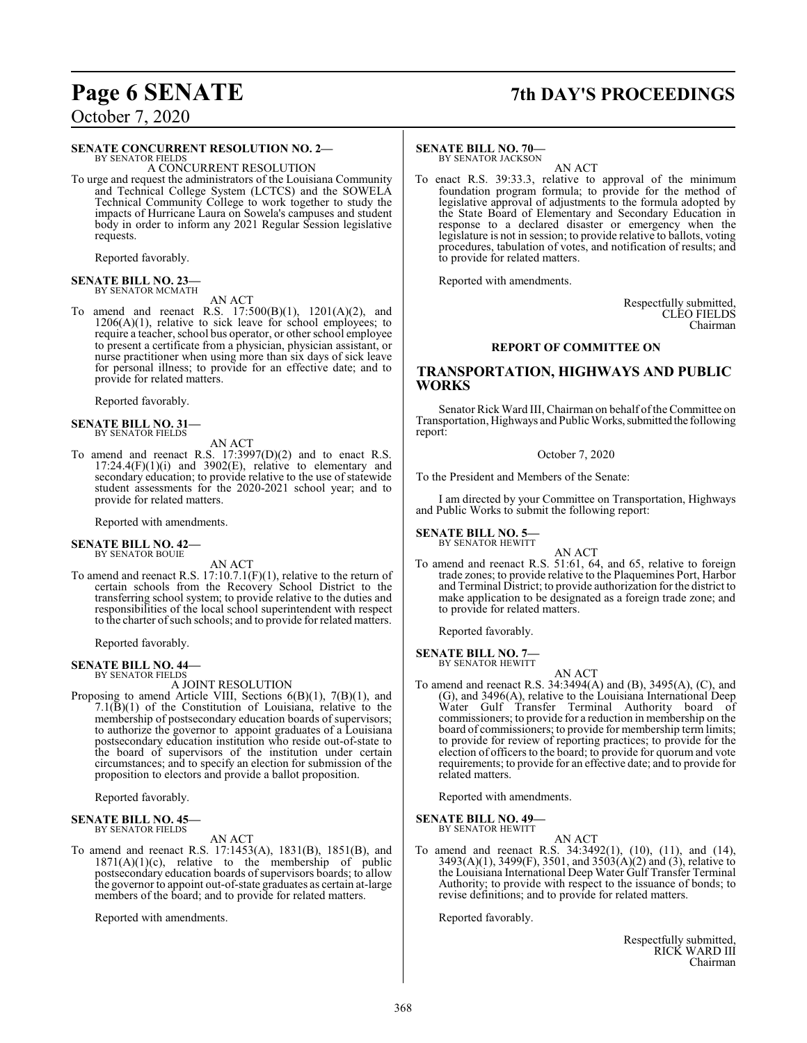**SENATE CONCURRENT RESOLUTION NO. 2—**
BY SENATOR FIELDS

A CONCURRENT RESOLUTION

To urge and request the administrators of the Louisiana Community and Technical College System (LCTCS) and the SOWELA Technical Community College to work together to study the impacts of Hurricane Laura on Sowela's campuses and student body in order to inform any 2021 Regular Session legislative requests.

Reported favorably.

**SENATE BILL NO. 23—**
BY SENATOR MCMATH

AN ACT

To amend and reenact R.S. 17:500(B)(1), 1201(A)(2), and 1206(A)(1), relative to sick leave for school employees; to require a teacher, school bus operator, or other school employee to present a certificate from a physician, physician assistant, or nurse practitioner when using more than six days of sick leave for personal illness; to provide for an effective date; and to provide for related matters.

Reported favorably.

**SENATE BILL NO. 31—**
BY SENATOR FIELDS

AN ACT

To amend and reenact R.S. 17:3997(D)(2) and to enact R.S. 17:24.4(F)(1)(i) and 3902(E), relative to elementary and secondary education; to provide relative to the use of statewide student assessments for the 2020-2021 school year; and to provide for related matters.

Reported with amendments.

**SENATE BILL NO. 42—**
BY SENATOR BOUIE

AN ACT

To amend and reenact R.S. 17:10.7.1(F)(1), relative to the return of certain schools from the Recovery School District to the transferring school system; to provide relative to the duties and responsibilities of the local school superintendent with respect to the charter of such schools; and to provide for related matters.

Reported favorably.

**SENATE BILL NO. 44—**
BY SENATOR FIELDS

A JOINT RESOLUTION

Proposing to amend Article VIII, Sections 6(B)(1), 7(B)(1), and 7.1(B)(1) of the Constitution of Louisiana, relative to the membership of postsecondary education boards of supervisors; to authorize the governor to appoint graduates of a Louisiana postsecondary education institution who reside out-of-state to the board of supervisors of the institution under certain circumstances; and to specify an election for submission of the proposition to electors and provide a ballot proposition.

Reported favorably.

**SENATE BILL NO. 45—**
BY SENATOR FIELDS

AN ACT

To amend and reenact R.S. 17:1453(A), 1831(B), 1851(B), and 1871(A)(1)(c), relative to the membership of public postsecondary education boards of supervisors boards; to allow the governor to appoint out-of-state graduates as certain at-large members of the board; and to provide for related matters.

Reported with amendments.

**SENATE BILL NO. 70—**
BY SENATOR JACKSON

AN ACT

To enact R.S. 39:33.3, relative to approval of the minimum foundation program formula; to provide for the method of legislative approval of adjustments to the formula adopted by the State Board of Elementary and Secondary Education in response to a declared disaster or emergency when the legislature is not in session; to provide relative to ballots, voting procedures, tabulation of votes, and notification of results; and to provide for related matters.

Reported with amendments.

Respectfully submitted,
CLEO FIELDS
Chairman

**REPORT OF COMMITTEE ON**

## TRANSPORTATION, HIGHWAYS AND PUBLIC WORKS

Senator Rick Ward III, Chairman on behalf of the Committee on Transportation, Highways and Public Works, submitted the following report:

October 7, 2020

To the President and Members of the Senate:

I am directed by your Committee on Transportation, Highways and Public Works to submit the following report:

**SENATE BILL NO. 5—**
BY SENATOR HEWITT

AN ACT

To amend and reenact R.S. 51:61, 64, and 65, relative to foreign trade zones; to provide relative to the Plaquemines Port, Harbor and Terminal District; to provide authorization for the district to make application to be designated as a foreign trade zone; and to provide for related matters.

Reported favorably.

**SENATE BILL NO. 7—**
BY SENATOR HEWITT

AN ACT

To amend and reenact R.S. 34:3494(A) and (B), 3495(A), (C), and (G), and 3496(A), relative to the Louisiana International Deep Water Gulf Transfer Terminal Authority board of commissioners; to provide for a reduction in membership on the board of commissioners; to provide for membership term limits; to provide for review of reporting practices; to provide for the election of officers to the board; to provide for quorum and vote requirements; to provide for an effective date; and to provide for related matters.

Reported with amendments.

**SENATE BILL NO. 49—**
BY SENATOR HEWITT

AN ACT

To amend and reenact R.S. 34:3492(1), (10), (11), and (14), 3493(A)(1), 3499(F), 3501, and 3503(A)(2) and (3), relative to the Louisiana International Deep Water Gulf Transfer Terminal Authority; to provide with respect to the issuance of bonds; to revise definitions; and to provide for related matters.

Reported favorably.

Respectfully submitted,
RICK WARD III
Chairman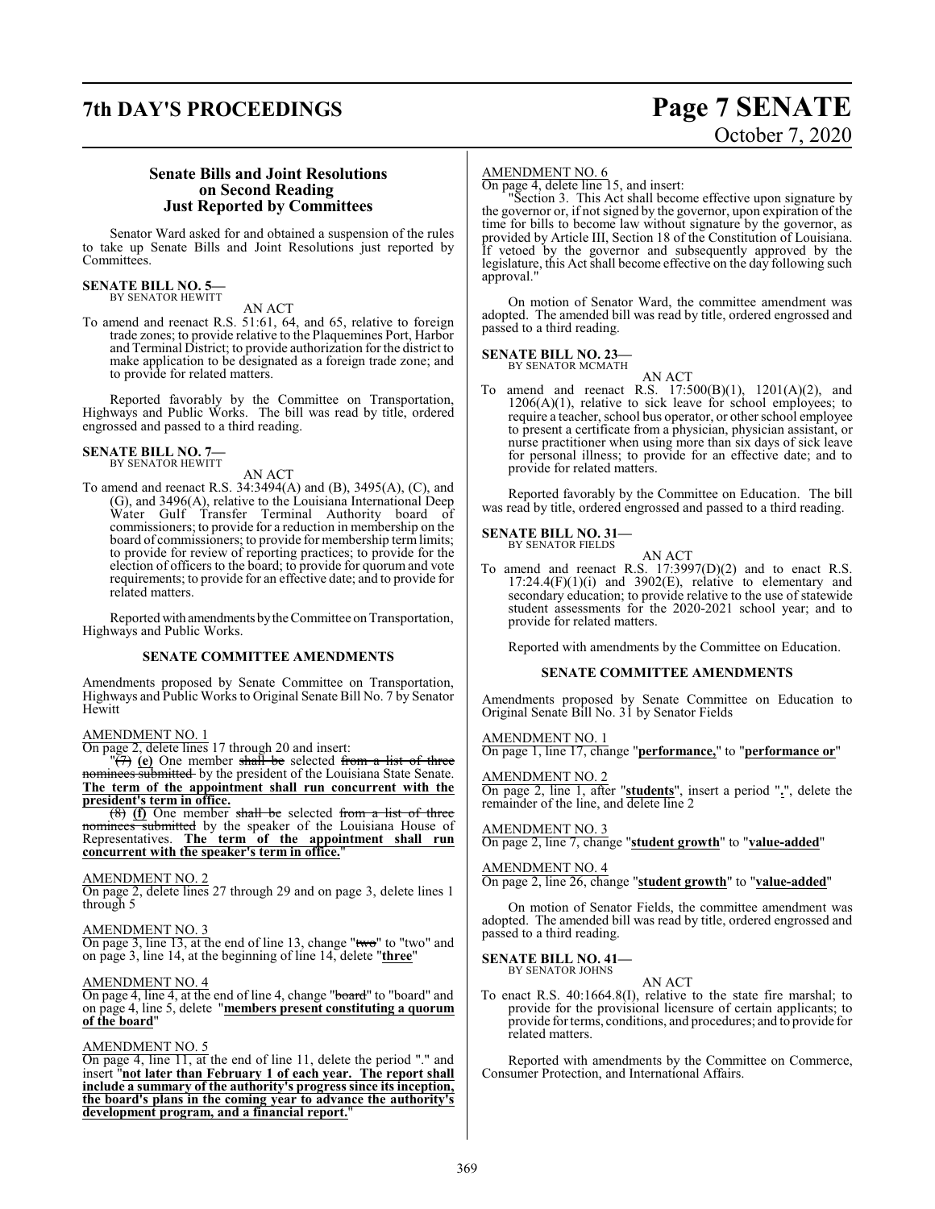### Senate Bills and Joint Resolutions on Second Reading Just Reported by Committees

Senator Ward asked for and obtained a suspension of the rules to take up Senate Bills and Joint Resolutions just reported by Committees.

**SENATE BILL NO. 5—**
BY SENATOR HEWITT

AN ACT

To amend and reenact R.S. 51:61, 64, and 65, relative to foreign trade zones; to provide relative to the Plaquemines Port, Harbor and Terminal District; to provide authorization for the district to make application to be designated as a foreign trade zone; and to provide for related matters.

Reported favorably by the Committee on Transportation, Highways and Public Works. The bill was read by title, ordered engrossed and passed to a third reading.

**SENATE BILL NO. 7—**
BY SENATOR HEWITT

AN ACT

To amend and reenact R.S. 34:3494(A) and (B), 3495(A), (C), and (G), and 3496(A), relative to the Louisiana International Deep Water Gulf Transfer Terminal Authority board of commissioners; to provide for a reduction in membership on the board of commissioners; to provide for membership term limits; to provide for review of reporting practices; to provide for the election of officers to the board; to provide for quorum and vote requirements; to provide for an effective date; and to provide for related matters.

Reported with amendments by the Committee on Transportation, Highways and Public Works.

#### SENATE COMMITTEE AMENDMENTS

Amendments proposed by Senate Committee on Transportation, Highways and Public Works to Original Senate Bill No. 7 by Senator Hewitt

AMENDMENT NO. 1

On page 2, delete lines 17 through 20 and insert:

"~~(7)~~ **(e)** One member ~~shall be~~ selected ~~from a list of three nominees submitted~~ by the president of the Louisiana State Senate. **The term of the appointment shall run concurrent with the president's term in office.**

~~(8)~~ **(f)** One member ~~shall be~~ selected ~~from a list of three nominees submitted~~ by the speaker of the Louisiana House of Representatives. **The term of the appointment shall run concurrent with the speaker's term in office.**"

AMENDMENT NO. 2

On page 2, delete lines 27 through 29 and on page 3, delete lines 1 through 5

AMENDMENT NO. 3

On page 3, line 13, at the end of line 13, change "~~two~~" to "two" and on page 3, line 14, at the beginning of line 14, delete "**three**"

AMENDMENT NO. 4

On page 4, line 4, at the end of line 4, change "~~board~~" to "board" and on page 4, line 5, delete "**members present constituting a quorum of the board**"

AMENDMENT NO. 5

On page 4, line 11, at the end of line 11, delete the period "." and insert "**not later than February 1 of each year. The report shall include a summary of the authority's progress since its inception, the board's plans in the coming year to advance the authority's development program, and a financial report.**"

AMENDMENT NO. 6

On page 4, delete line 15, and insert:

"Section 3. This Act shall become effective upon signature by the governor or, if not signed by the governor, upon expiration of the time for bills to become law without signature by the governor, as provided by Article III, Section 18 of the Constitution of Louisiana. If vetoed by the governor and subsequently approved by the legislature, this Act shall become effective on the day following such approval."

On motion of Senator Ward, the committee amendment was adopted. The amended bill was read by title, ordered engrossed and passed to a third reading.

**SENATE BILL NO. 23—**
BY SENATOR MCMATH

AN ACT

To amend and reenact R.S. 17:500(B)(1), 1201(A)(2), and 1206(A)(1), relative to sick leave for school employees; to require a teacher, school bus operator, or other school employee to present a certificate from a physician, physician assistant, or nurse practitioner when using more than six days of sick leave for personal illness; to provide for an effective date; and to provide for related matters.

Reported favorably by the Committee on Education. The bill was read by title, ordered engrossed and passed to a third reading.

**SENATE BILL NO. 31—**
BY SENATOR FIELDS

AN ACT

To amend and reenact R.S. 17:3997(D)(2) and to enact R.S. 17:24.4(F)(1)(i) and 3902(E), relative to elementary and secondary education; to provide relative to the use of statewide student assessments for the 2020-2021 school year; and to provide for related matters.

Reported with amendments by the Committee on Education.

#### SENATE COMMITTEE AMENDMENTS

Amendments proposed by Senate Committee on Education to Original Senate Bill No. 31 by Senator Fields

AMENDMENT NO. 1

On page 1, line 17, change "**performance,**" to "**performance or**"

AMENDMENT NO. 2

On page 2, line 1, after "**students**", insert a period "**.**", delete the remainder of the line, and delete line 2

AMENDMENT NO. 3

On page 2, line 7, change "**student growth**" to "**value-added**"

AMENDMENT NO. 4

On page 2, line 26, change "**student growth**" to "**value-added**"

On motion of Senator Fields, the committee amendment was adopted. The amended bill was read by title, ordered engrossed and passed to a third reading.

**SENATE BILL NO. 41—**
BY SENATOR JOHNS

AN ACT

To enact R.S. 40:1664.8(I), relative to the state fire marshal; to provide for the provisional licensure of certain applicants; to provide for terms, conditions, and procedures; and to provide for related matters.

Reported with amendments by the Committee on Commerce, Consumer Protection, and International Affairs.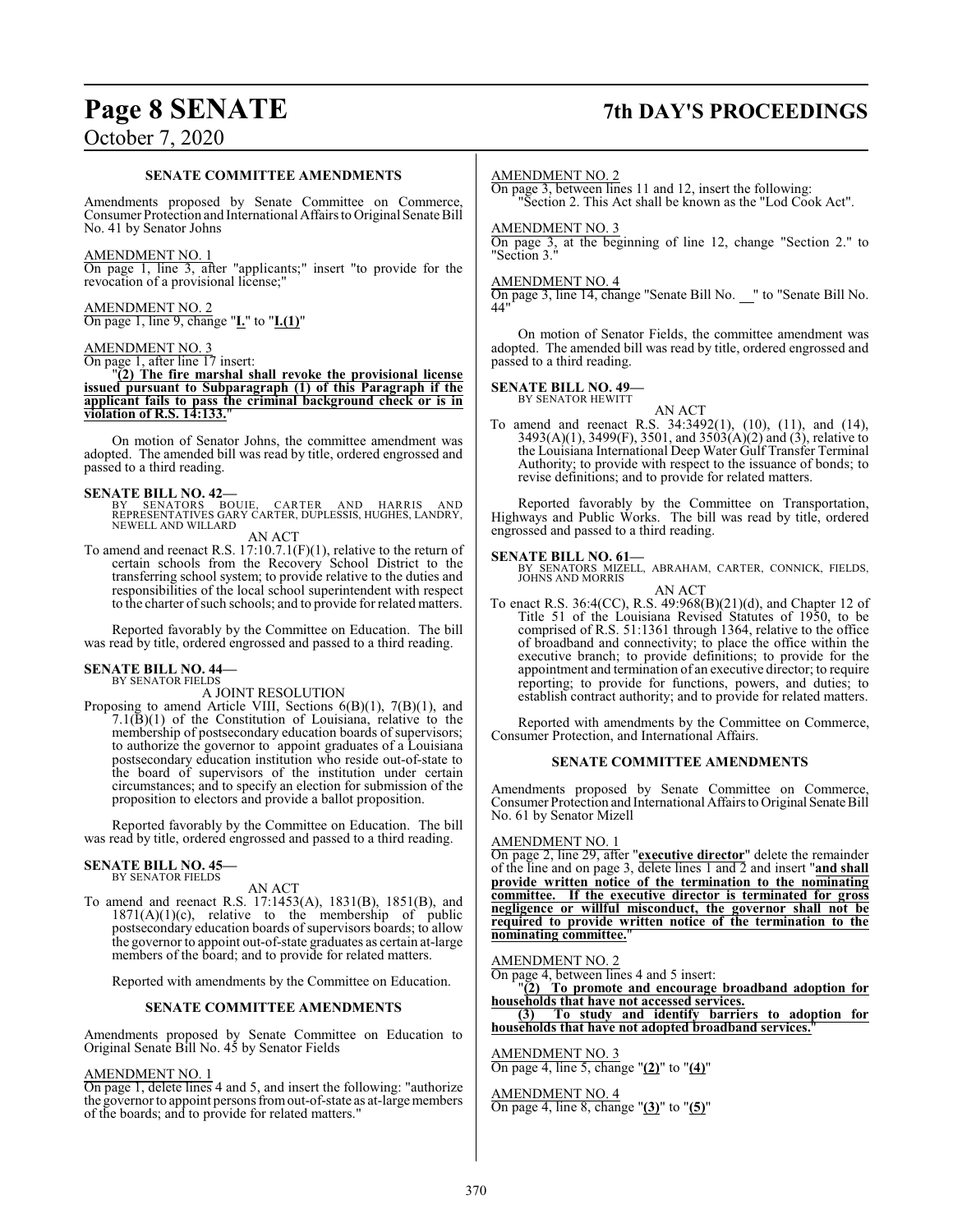### SENATE COMMITTEE AMENDMENTS

Amendments proposed by Senate Committee on Commerce, Consumer Protection and International Affairs to Original Senate Bill No. 41 by Senator Johns

AMENDMENT NO. 1
On page 1, line 3, after "applicants;" insert "to provide for the revocation of a provisional license;"

AMENDMENT NO. 2
On page 1, line 9, change "**I.**" to "**I.(1)**"

AMENDMENT NO. 3
On page 1, after line 17 insert:
"**(2) The fire marshal shall revoke the provisional license issued pursuant to Subparagraph (1) of this Paragraph if the applicant fails to pass the criminal background check or is in violation of R.S. 14:133.**"

On motion of Senator Johns, the committee amendment was adopted. The amended bill was read by title, ordered engrossed and passed to a third reading.

**SENATE BILL NO. 42—**
BY SENATORS BOUIE, CARTER AND HARRIS AND REPRESENTATIVES GARY CARTER, DUPLESSIS, HUGHES, LANDRY, NEWELL AND WILLARD

AN ACT

To amend and reenact R.S. 17:10.7.1(F)(1), relative to the return of certain schools from the Recovery School District to the transferring school system; to provide relative to the duties and responsibilities of the local school superintendent with respect to the charter of such schools; and to provide for related matters.

Reported favorably by the Committee on Education. The bill was read by title, ordered engrossed and passed to a third reading.

**SENATE BILL NO. 44—**
BY SENATOR FIELDS

A JOINT RESOLUTION

Proposing to amend Article VIII, Sections 6(B)(1), 7(B)(1), and 7.1(B)(1) of the Constitution of Louisiana, relative to the membership of postsecondary education boards of supervisors; to authorize the governor to appoint graduates of a Louisiana postsecondary education institution who reside out-of-state to the board of supervisors of the institution under certain circumstances; and to specify an election for submission of the proposition to electors and provide a ballot proposition.

Reported favorably by the Committee on Education. The bill was read by title, ordered engrossed and passed to a third reading.

**SENATE BILL NO. 45—**
BY SENATOR FIELDS

AN ACT

To amend and reenact R.S. 17:1453(A), 1831(B), 1851(B), and 1871(A)(1)(c), relative to the membership of public postsecondary education boards of supervisors boards; to allow the governor to appoint out-of-state graduates as certain at-large members of the board; and to provide for related matters.

Reported with amendments by the Committee on Education.

### SENATE COMMITTEE AMENDMENTS

Amendments proposed by Senate Committee on Education to Original Senate Bill No. 45 by Senator Fields

AMENDMENT NO. 1
On page 1, delete lines 4 and 5, and insert the following: "authorize the governor to appoint persons from out-of-state as at-large members of the boards; and to provide for related matters."

AMENDMENT NO. 2
On page 3, between lines 11 and 12, insert the following:
"Section 2. This Act shall be known as the "Lod Cook Act".

AMENDMENT NO. 3
On page 3, at the beginning of line 12, change "Section 2." to "Section 3."

AMENDMENT NO. 4
On page 3, line 14, change "Senate Bill No. __" to "Senate Bill No. 44"

On motion of Senator Fields, the committee amendment was adopted. The amended bill was read by title, ordered engrossed and passed to a third reading.

**SENATE BILL NO. 49—**
BY SENATOR HEWITT

AN ACT

To amend and reenact R.S. 34:3492(1), (10), (11), and (14), 3493(A)(1), 3499(F), 3501, and 3503(A)(2) and (3), relative to the Louisiana International Deep Water Gulf Transfer Terminal Authority; to provide with respect to the issuance of bonds; to revise definitions; and to provide for related matters.

Reported favorably by the Committee on Transportation, Highways and Public Works. The bill was read by title, ordered engrossed and passed to a third reading.

**SENATE BILL NO. 61—**
BY SENATORS MIZELL, ABRAHAM, CARTER, CONNICK, FIELDS, JOHNS AND MORRIS

AN ACT

To enact R.S. 36:4(CC), R.S. 49:968(B)(21)(d), and Chapter 12 of Title 51 of the Louisiana Revised Statutes of 1950, to be comprised of R.S. 51:1361 through 1364, relative to the office of broadband and connectivity; to place the office within the executive branch; to provide definitions; to provide for the appointment and termination of an executive director; to require reporting; to provide for functions, powers, and duties; to establish contract authority; and to provide for related matters.

Reported with amendments by the Committee on Commerce, Consumer Protection, and International Affairs.

### SENATE COMMITTEE AMENDMENTS

Amendments proposed by Senate Committee on Commerce, Consumer Protection and International Affairs to Original Senate Bill No. 61 by Senator Mizell

AMENDMENT NO. 1
On page 2, line 29, after "**executive director**" delete the remainder of the line and on page 3, delete lines 1 and 2 and insert "**and shall provide written notice of the termination to the nominating committee. If the executive director is terminated for gross negligence or willful misconduct, the governor shall not be required to provide written notice of the termination to the nominating committee.**"

AMENDMENT NO. 2
On page 4, between lines 4 and 5 insert:
"**(2) To promote and encourage broadband adoption for households that have not accessed services.**
**(3) To study and identify barriers to adoption for households that have not adopted broadband services.**"

AMENDMENT NO. 3
On page 4, line 5, change "**(2)**" to "**(4)**"

AMENDMENT NO. 4
On page 4, line 8, change "**(3)**" to "**(5)**"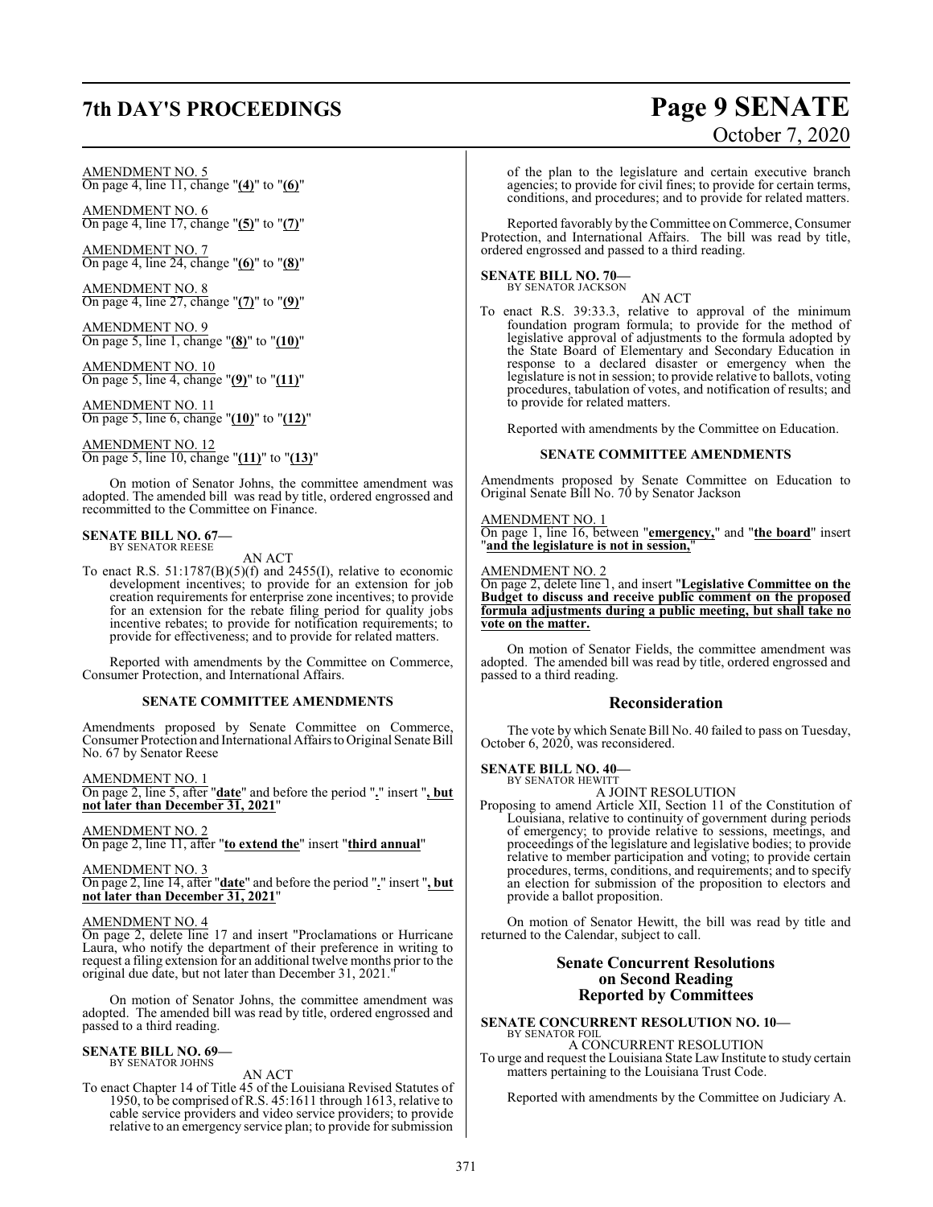AMENDMENT NO. 5
On page 4, line 11, change "**(4)**" to "**(6)**"

AMENDMENT NO. 6
On page 4, line 17, change "**(5)**" to "**(7)**"

AMENDMENT NO. 7
On page 4, line 24, change "**(6)**" to "**(8)**"

AMENDMENT NO. 8
On page 4, line 27, change "**(7)**" to "**(9)**"

AMENDMENT NO. 9
On page 5, line 1, change "**(8)**" to "**(10)**"

AMENDMENT NO. 10
On page 5, line 4, change "**(9)**" to "**(11)**"

AMENDMENT NO. 11
On page 5, line 6, change "**(10)**" to "**(12)**"

AMENDMENT NO. 12
On page 5, line 10, change "**(11)**" to "**(13)**"

On motion of Senator Johns, the committee amendment was adopted. The amended bill was read by title, ordered engrossed and recommitted to the Committee on Finance.

**SENATE BILL NO. 67—**
BY SENATOR REESE

AN ACT

To enact R.S. 51:1787(B)(5)(f) and 2455(I), relative to economic development incentives; to provide for an extension for job creation requirements for enterprise zone incentives; to provide for an extension for the rebate filing period for quality jobs incentive rebates; to provide for notification requirements; to provide for effectiveness; and to provide for related matters.

Reported with amendments by the Committee on Commerce, Consumer Protection, and International Affairs.

**SENATE COMMITTEE AMENDMENTS**

Amendments proposed by Senate Committee on Commerce, Consumer Protection and International Affairs to Original Senate Bill No. 67 by Senator Reese

AMENDMENT NO. 1
On page 2, line 5, after "**date**" and before the period "**.**" insert "**, but not later than December 31, 2021**"

AMENDMENT NO. 2
On page 2, line 11, after "**to extend the**" insert "**third annual**"

AMENDMENT NO. 3
On page 2, line 14, after "**date**" and before the period "**.**" insert "**, but not later than December 31, 2021**"

AMENDMENT NO. 4
On page 2, delete line 17 and insert "Proclamations or Hurricane Laura, who notify the department of their preference in writing to request a filing extension for an additional twelve months prior to the original due date, but not later than December 31, 2021."

On motion of Senator Johns, the committee amendment was adopted. The amended bill was read by title, ordered engrossed and passed to a third reading.

**SENATE BILL NO. 69—**
BY SENATOR JOHNS

AN ACT

To enact Chapter 14 of Title 45 of the Louisiana Revised Statutes of 1950, to be comprised of R.S. 45:1611 through 1613, relative to cable service providers and video service providers; to provide relative to an emergency service plan; to provide for submission of the plan to the legislature and certain executive branch agencies; to provide for civil fines; to provide for certain terms, conditions, and procedures; and to provide for related matters.

Reported favorably by the Committee on Commerce, Consumer Protection, and International Affairs. The bill was read by title, ordered engrossed and passed to a third reading.

**SENATE BILL NO. 70—**
BY SENATOR JACKSON

AN ACT

To enact R.S. 39:33.3, relative to approval of the minimum foundation program formula; to provide for the method of legislative approval of adjustments to the formula adopted by the State Board of Elementary and Secondary Education in response to a declared disaster or emergency when the legislature is not in session; to provide relative to ballots, voting procedures, tabulation of votes, and notification of results; and to provide for related matters.

Reported with amendments by the Committee on Education.

**SENATE COMMITTEE AMENDMENTS**

Amendments proposed by Senate Committee on Education to Original Senate Bill No. 70 by Senator Jackson

AMENDMENT NO. 1
On page 1, line 16, between "**emergency,**" and "**the board**" insert "**and the legislature is not in session,**"

AMENDMENT NO. 2
On page 2, delete line 1, and insert "**Legislative Committee on the Budget to discuss and receive public comment on the proposed formula adjustments during a public meeting, but shall take no vote on the matter.**"

On motion of Senator Fields, the committee amendment was adopted. The amended bill was read by title, ordered engrossed and passed to a third reading.

## Reconsideration

The vote by which Senate Bill No. 40 failed to pass on Tuesday, October 6, 2020, was reconsidered.

**SENATE BILL NO. 40—**
BY SENATOR HEWITT

A JOINT RESOLUTION

Proposing to amend Article XII, Section 11 of the Constitution of Louisiana, relative to continuity of government during periods of emergency; to provide relative to sessions, meetings, and proceedings of the legislature and legislative bodies; to provide relative to member participation and voting; to provide certain procedures, terms, conditions, and requirements; and to specify an election for submission of the proposition to electors and provide a ballot proposition.

On motion of Senator Hewitt, the bill was read by title and returned to the Calendar, subject to call.

## Senate Concurrent Resolutions on Second Reading Reported by Committees

**SENATE CONCURRENT RESOLUTION NO. 10—**
BY SENATOR FOIL

A CONCURRENT RESOLUTION

To urge and request the Louisiana State Law Institute to study certain matters pertaining to the Louisiana Trust Code.

Reported with amendments by the Committee on Judiciary A.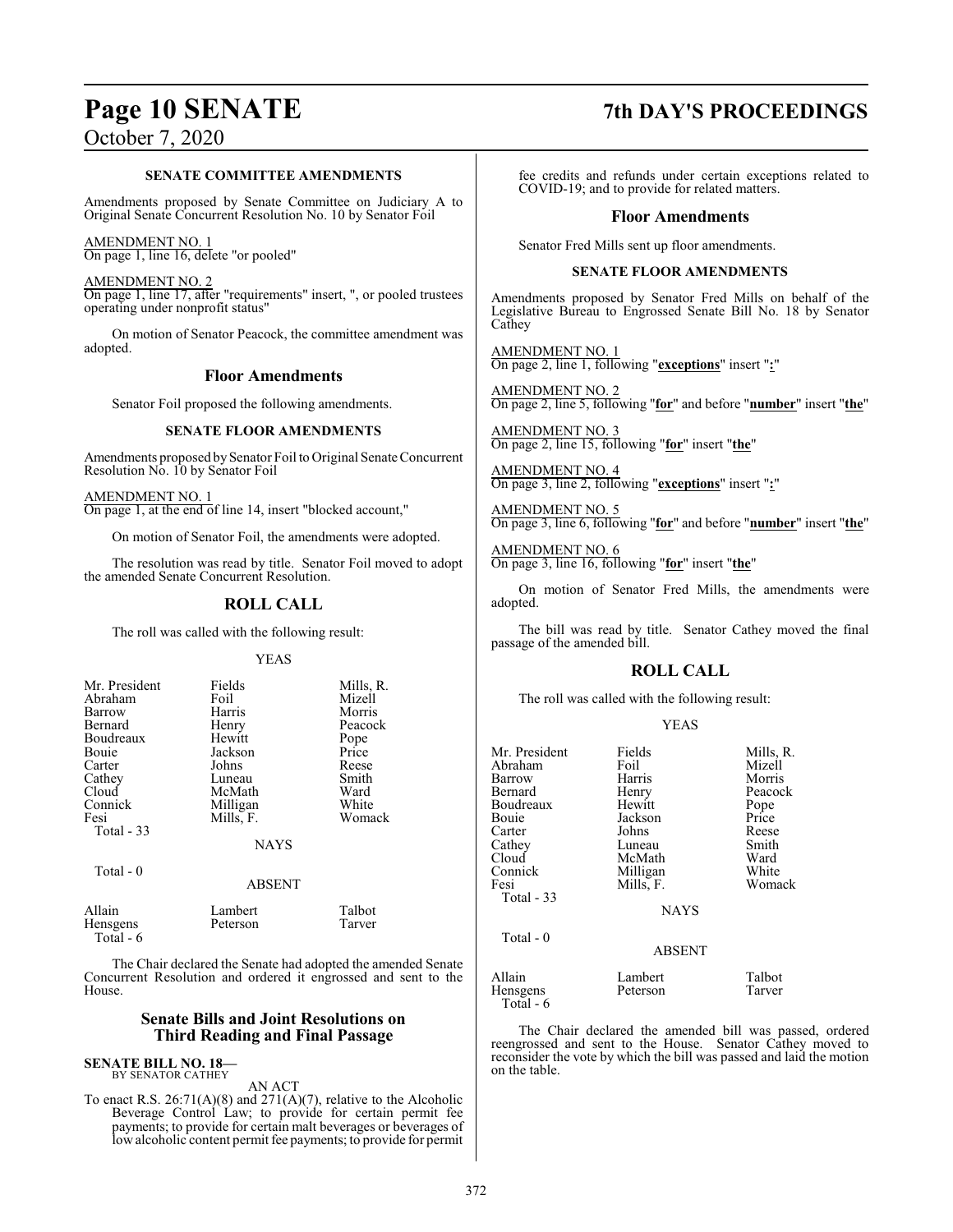### SENATE COMMITTEE AMENDMENTS

Amendments proposed by Senate Committee on Judiciary A to Original Senate Concurrent Resolution No. 10 by Senator Foil

AMENDMENT NO. 1
On page 1, line 16, delete "or pooled"

AMENDMENT NO. 2
On page 1, line 17, after "requirements" insert ", or pooled trustees operating under nonprofit status"

On motion of Senator Peacock, the committee amendment was adopted.

## Floor Amendments

Senator Foil proposed the following amendments.

### SENATE FLOOR AMENDMENTS

Amendments proposed by Senator Foil to Original Senate Concurrent Resolution No. 10 by Senator Foil

AMENDMENT NO. 1
On page 1, at the end of line 14, insert "blocked account,"

On motion of Senator Foil, the amendments were adopted.

The resolution was read by title. Senator Foil moved to adopt the amended Senate Concurrent Resolution.

## ROLL CALL

The roll was called with the following result:

YEAS

| | | |
|---|---|---|
| Mr. President | Fields | Mills, R. |
| Abraham | Foil | Mizell |
| Barrow | Harris | Morris |
| Bernard | Henry | Peacock |
| Boudreaux | Hewitt | Pope |
| Bouie | Jackson | Price |
| Carter | Johns | Reese |
| Cathey | Luneau | Smith |
| Cloud | McMath | Ward |
| Connick | Milligan | White |
| Fesi | Mills, F. | Womack |

Total - 33

NAYS

Total - 0

ABSENT

| | | |
|---|---|---|
| Allain | Lambert | Talbot |
| Hensgens | Peterson | Tarver |

Total - 6

The Chair declared the Senate had adopted the amended Senate Concurrent Resolution and ordered it engrossed and sent to the House.

## Senate Bills and Joint Resolutions on Third Reading and Final Passage

**SENATE BILL NO. 18—**
BY SENATOR CATHEY

AN ACT

To enact R.S. 26:71(A)(8) and 271(A)(7), relative to the Alcoholic Beverage Control Law; to provide for certain permit fee payments; to provide for certain malt beverages or beverages of low alcoholic content permit fee payments; to provide for permit fee credits and refunds under certain exceptions related to COVID-19; and to provide for related matters.

## Floor Amendments

Senator Fred Mills sent up floor amendments.

### SENATE FLOOR AMENDMENTS

Amendments proposed by Senator Fred Mills on behalf of the Legislative Bureau to Engrossed Senate Bill No. 18 by Senator Cathey

AMENDMENT NO. 1
On page 2, line 1, following "**exceptions**" insert "**:**"

AMENDMENT NO. 2
On page 2, line 5, following "**for**" and before "**number**" insert "**the**"

AMENDMENT NO. 3
On page 2, line 15, following "**for**" insert "**the**"

AMENDMENT NO. 4
On page 3, line 2, following "**exceptions**" insert "**:**"

AMENDMENT NO. 5
On page 3, line 6, following "**for**" and before "**number**" insert "**the**"

AMENDMENT NO. 6
On page 3, line 16, following "**for**" insert "**the**"

On motion of Senator Fred Mills, the amendments were adopted.

The bill was read by title. Senator Cathey moved the final passage of the amended bill.

## ROLL CALL

The roll was called with the following result:

YEAS

| | | |
|---|---|---|
| Mr. President | Fields | Mills, R. |
| Abraham | Foil | Mizell |
| Barrow | Harris | Morris |
| Bernard | Henry | Peacock |
| Boudreaux | Hewitt | Pope |
| Bouie | Jackson | Price |
| Carter | Johns | Reese |
| Cathey | Luneau | Smith |
| Cloud | McMath | Ward |
| Connick | Milligan | White |
| Fesi | Mills, F. | Womack |

Total - 33

NAYS

Total - 0

ABSENT

| | | |
|---|---|---|
| Allain | Lambert | Talbot |
| Hensgens | Peterson | Tarver |

Total - 6

The Chair declared the amended bill was passed, ordered reengrossed and sent to the House. Senator Cathey moved to reconsider the vote by which the bill was passed and laid the motion on the table.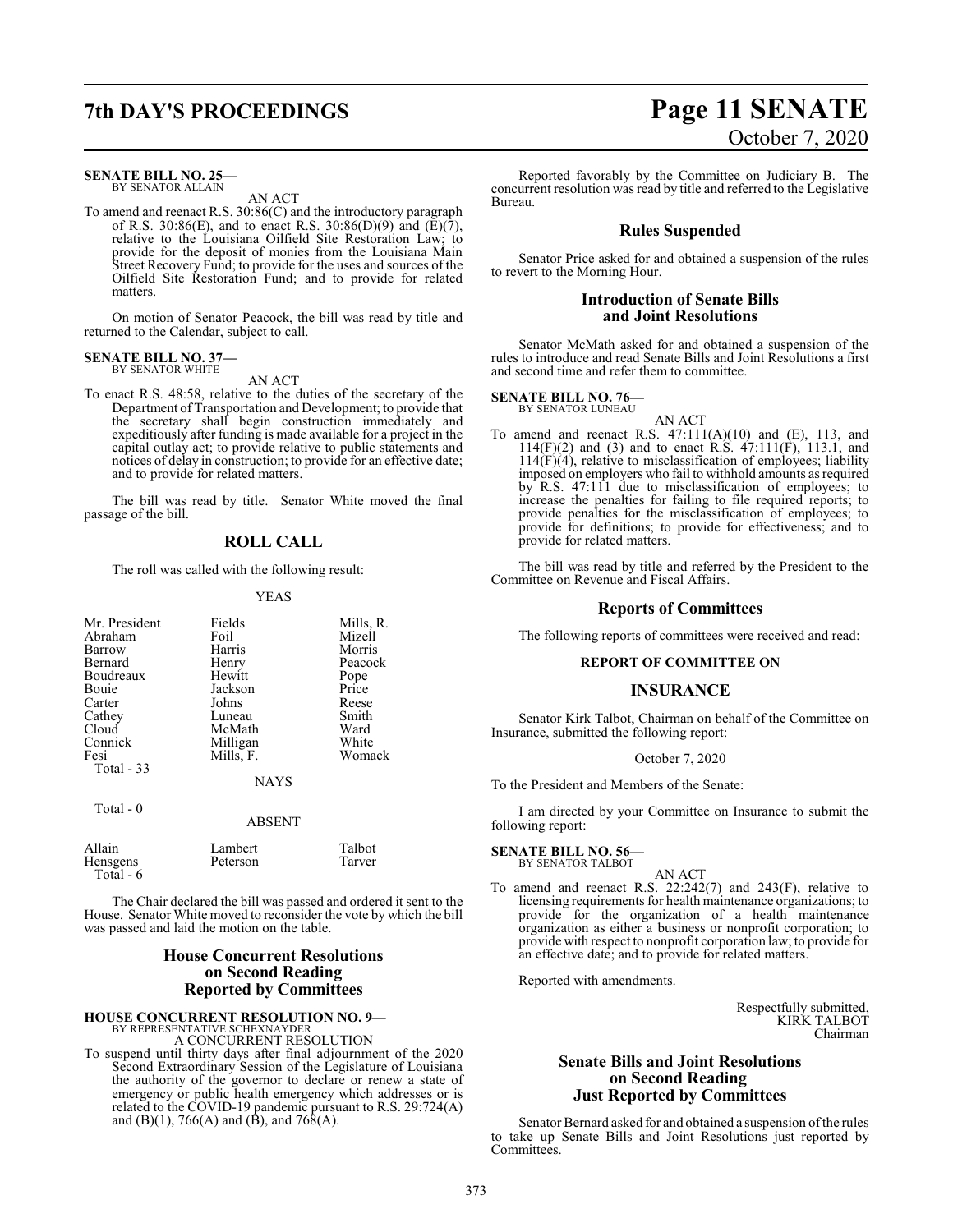**SENATE BILL NO. 25—**
BY SENATOR ALLAIN

AN ACT

To amend and reenact R.S. 30:86(C) and the introductory paragraph of R.S. 30:86(E), and to enact R.S. 30:86(D)(9) and (E)(7), relative to the Louisiana Oilfield Site Restoration Law; to provide for the deposit of monies from the Louisiana Main Street Recovery Fund; to provide for the uses and sources of the Oilfield Site Restoration Fund; and to provide for related matters.

On motion of Senator Peacock, the bill was read by title and returned to the Calendar, subject to call.

**SENATE BILL NO. 37—**
BY SENATOR WHITE

AN ACT

To enact R.S. 48:58, relative to the duties of the secretary of the Department of Transportation and Development; to provide that the secretary shall begin construction immediately and expeditiously after funding is made available for a project in the capital outlay act; to provide relative to public statements and notices of delay in construction; to provide for an effective date; and to provide for related matters.

The bill was read by title. Senator White moved the final passage of the bill.

## ROLL CALL

The roll was called with the following result:

YEAS

| | | |
|---|---|---|
| Mr. President | Fields | Mills, R. |
| Abraham | Foil | Mizell |
| Barrow | Harris | Morris |
| Bernard | Henry | Peacock |
| Boudreaux | Hewitt | Pope |
| Bouie | Jackson | Price |
| Carter | Johns | Reese |
| Cathey | Luneau | Smith |
| Cloud | McMath | Ward |
| Connick | Milligan | White |
| Fesi | Mills, F. | Womack |
| Total - 33 | | |

NAYS

Total - 0

ABSENT

| | | |
|---|---|---|
| Allain | Lambert | Talbot |
| Hensgens | Peterson | Tarver |
| Total - 6 | | |

The Chair declared the bill was passed and ordered it sent to the House. Senator White moved to reconsider the vote by which the bill was passed and laid the motion on the table.

## House Concurrent Resolutions on Second Reading Reported by Committees

**HOUSE CONCURRENT RESOLUTION NO. 9—**
BY REPRESENTATIVE SCHEXNAYDER

A CONCURRENT RESOLUTION

To suspend until thirty days after final adjournment of the 2020 Second Extraordinary Session of the Legislature of Louisiana the authority of the governor to declare or renew a state of emergency or public health emergency which addresses or is related to the COVID-19 pandemic pursuant to R.S. 29:724(A) and (B)(1), 766(A) and (B), and 768(A).

Reported favorably by the Committee on Judiciary B. The concurrent resolution was read by title and referred to the Legislative Bureau.

## Rules Suspended

Senator Price asked for and obtained a suspension of the rules to revert to the Morning Hour.

## Introduction of Senate Bills and Joint Resolutions

Senator McMath asked for and obtained a suspension of the rules to introduce and read Senate Bills and Joint Resolutions a first and second time and refer them to committee.

**SENATE BILL NO. 76—**
BY SENATOR LUNEAU

AN ACT

To amend and reenact R.S. 47:111(A)(10) and (E), 113, and 114(F)(2) and (3) and to enact R.S. 47:111(F), 113.1, and 114(F)(4), relative to misclassification of employees; liability imposed on employers who fail to withhold amounts as required by R.S. 47:111 due to misclassification of employees; to increase the penalties for failing to file required reports; to provide penalties for the misclassification of employees; to provide for definitions; to provide for effectiveness; and to provide for related matters.

The bill was read by title and referred by the President to the Committee on Revenue and Fiscal Affairs.

## Reports of Committees

The following reports of committees were received and read:

**REPORT OF COMMITTEE ON**

## INSURANCE

Senator Kirk Talbot, Chairman on behalf of the Committee on Insurance, submitted the following report:

October 7, 2020

To the President and Members of the Senate:

I am directed by your Committee on Insurance to submit the following report:

**SENATE BILL NO. 56—**
BY SENATOR TALBOT

AN ACT

To amend and reenact R.S. 22:242(7) and 243(F), relative to licensing requirements for health maintenance organizations; to provide for the organization of a health maintenance organization as either a business or nonprofit corporation; to provide with respect to nonprofit corporation law; to provide for an effective date; and to provide for related matters.

Reported with amendments.

Respectfully submitted,
KIRK TALBOT
Chairman

## Senate Bills and Joint Resolutions on Second Reading Just Reported by Committees

Senator Bernard asked for and obtained a suspension of the rules to take up Senate Bills and Joint Resolutions just reported by Committees.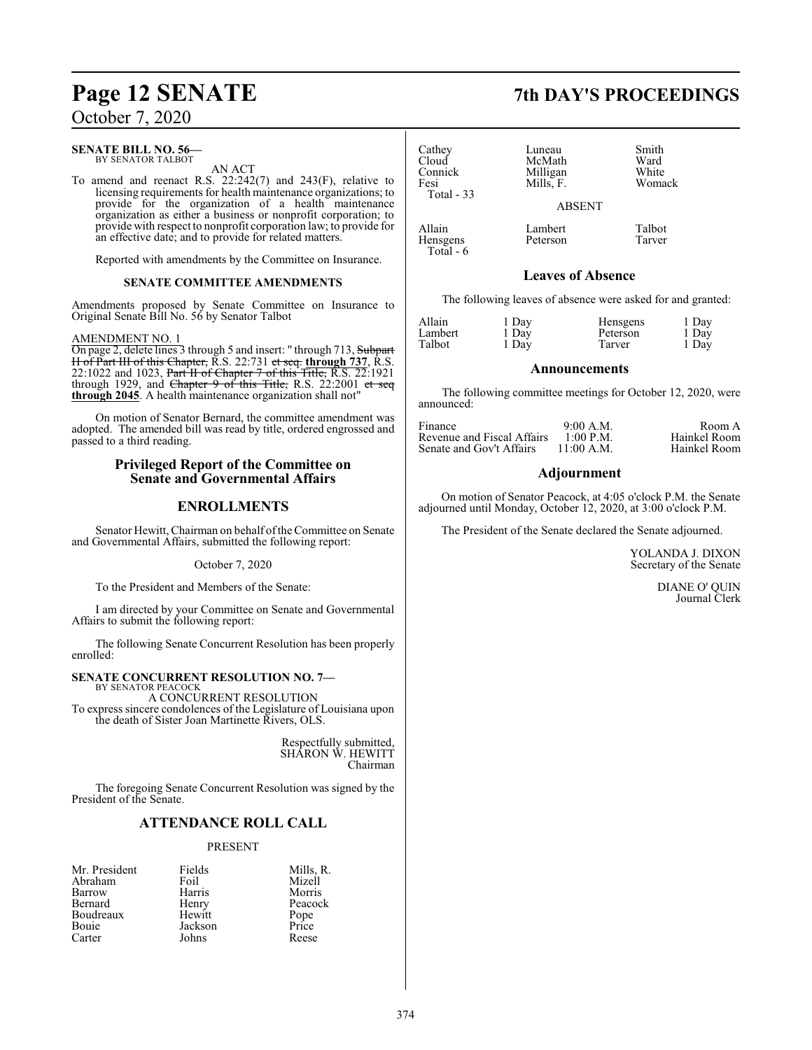**SENATE BILL NO. 56—**
BY SENATOR TALBOT

AN ACT

To amend and reenact R.S. 22:242(7) and 243(F), relative to licensing requirements for health maintenance organizations; to provide for the organization of a health maintenance organization as either a business or nonprofit corporation; to provide with respect to nonprofit corporation law; to provide for an effective date; and to provide for related matters.

Reported with amendments by the Committee on Insurance.

**SENATE COMMITTEE AMENDMENTS**

Amendments proposed by Senate Committee on Insurance to Original Senate Bill No. 56 by Senator Talbot

AMENDMENT NO. 1

On page 2, delete lines 3 through 5 and insert: " through 713, ~~Subpart II of Part III of this Chapter,~~ R.S. 22:731 ~~et seq.~~ **through 737**, R.S. 22:1022 and 1023, ~~Part II of Chapter 7 of this Title,~~ R.S. 22:1921 through 1929, and ~~Chapter 9 of this Title,~~ R.S. 22:2001 ~~et seq~~ **through 2045**. A health maintenance organization shall not"

On motion of Senator Bernard, the committee amendment was adopted. The amended bill was read by title, ordered engrossed and passed to a third reading.

## Privileged Report of the Committee on Senate and Governmental Affairs

## ENROLLMENTS

Senator Hewitt, Chairman on behalf of the Committee on Senate and Governmental Affairs, submitted the following report:

October 7, 2020

To the President and Members of the Senate:

I am directed by your Committee on Senate and Governmental Affairs to submit the following report:

The following Senate Concurrent Resolution has been properly enrolled:

**SENATE CONCURRENT RESOLUTION NO. 7—**
BY SENATOR PEACOCK

A CONCURRENT RESOLUTION

To express sincere condolences of the Legislature of Louisiana upon the death of Sister Joan Martinette Rivers, OLS.

Respectfully submitted,
SHARON W. HEWITT
Chairman

The foregoing Senate Concurrent Resolution was signed by the President of the Senate.

## ATTENDANCE ROLL CALL

PRESENT

| | | |
|---|---|---|
| Mr. President | Fields | Mills, R. |
| Abraham | Foil | Mizell |
| Barrow | Harris | Morris |
| Bernard | Henry | Peacock |
| Boudreaux | Hewitt | Pope |
| Bouie | Jackson | Price |
| Carter | Johns | Reese |
| Cathey | Luneau | Smith |
| Cloud | McMath | Ward |
| Connick | Milligan | White |
| Fesi | Mills, F. | Womack |

Total - 33

ABSENT

| | | |
|---|---|---|
| Allain | Lambert | Talbot |
| Hensgens | Peterson | Tarver |

Total - 6

## Leaves of Absence

The following leaves of absence were asked for and granted:

| | | | |
|---|---|---|---|
| Allain | 1 Day | Hensgens | 1 Day |
| Lambert | 1 Day | Peterson | 1 Day |
| Talbot | 1 Day | Tarver | 1 Day |

## Announcements

The following committee meetings for October 12, 2020, were announced:

| | | |
|---|---|---|
| Finance | 9:00 A.M. | Room A |
| Revenue and Fiscal Affairs | 1:00 P.M. | Hainkel Room |
| Senate and Gov't Affairs | 11:00 A.M. | Hainkel Room |

## Adjournment

On motion of Senator Peacock, at 4:05 o'clock P.M. the Senate adjourned until Monday, October 12, 2020, at 3:00 o'clock P.M.

The President of the Senate declared the Senate adjourned.

YOLANDA J. DIXON
Secretary of the Senate

DIANE O' QUIN
Journal Clerk